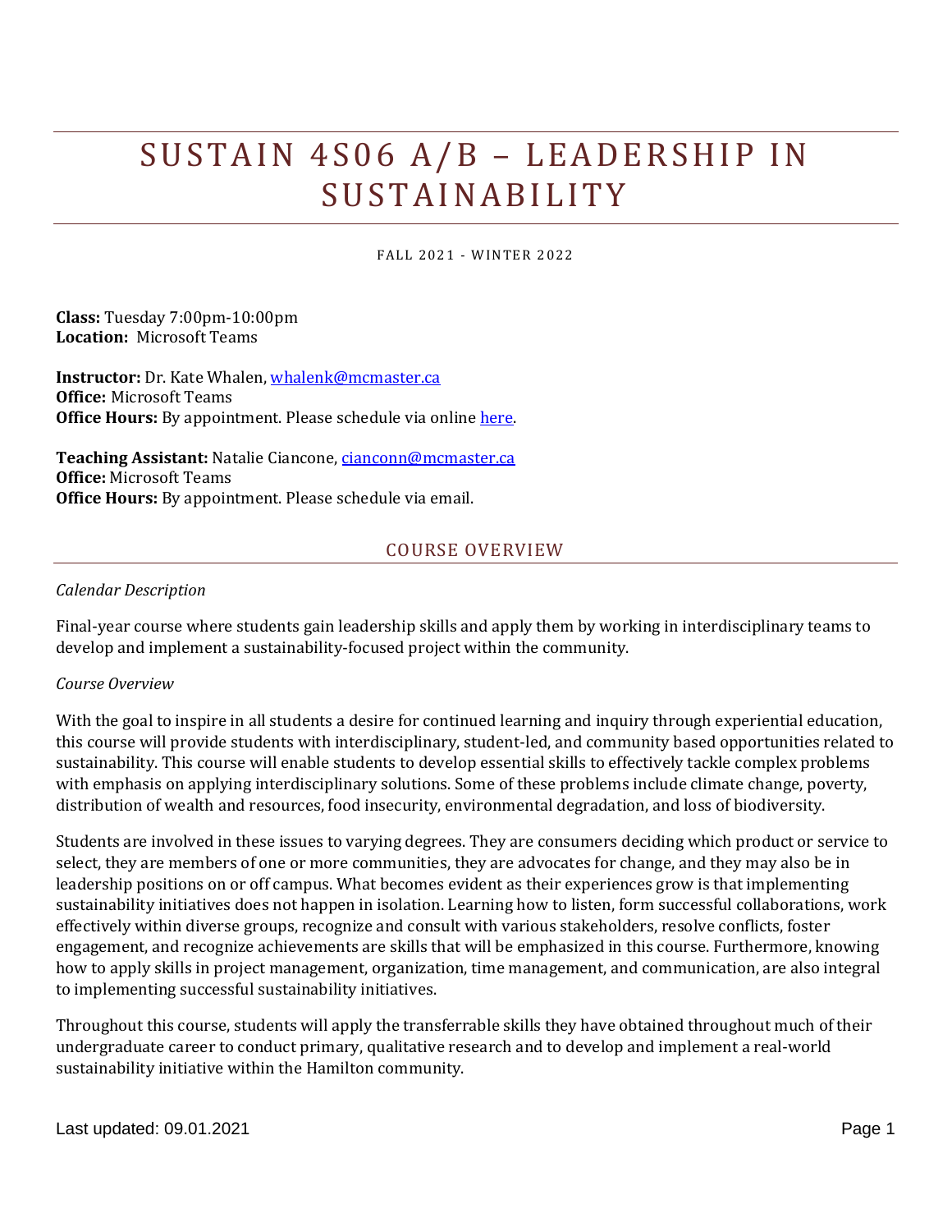# SUSTAIN 4S06 A/B – LEADERSHIP IN SUSTAINABILITY

FALL 2021 - WINTER 2022

**Class:** Tuesday 7:00pm-10:00pm
**Location:** Microsoft Teams

**Instructor:** Dr. Kate Whalen, whalenk@mcmaster.ca
**Office:** Microsoft Teams
**Office Hours:** By appointment. Please schedule via online here.

**Teaching Assistant:** Natalie Ciancone, cianconn@mcmaster.ca
**Office:** Microsoft Teams
**Office Hours:** By appointment. Please schedule via email.

## COURSE OVERVIEW

*Calendar Description*

Final-year course where students gain leadership skills and apply them by working in interdisciplinary teams to develop and implement a sustainability-focused project within the community.

*Course Overview*

With the goal to inspire in all students a desire for continued learning and inquiry through experiential education, this course will provide students with interdisciplinary, student-led, and community based opportunities related to sustainability. This course will enable students to develop essential skills to effectively tackle complex problems with emphasis on applying interdisciplinary solutions. Some of these problems include climate change, poverty, distribution of wealth and resources, food insecurity, environmental degradation, and loss of biodiversity.

Students are involved in these issues to varying degrees. They are consumers deciding which product or service to select, they are members of one or more communities, they are advocates for change, and they may also be in leadership positions on or off campus. What becomes evident as their experiences grow is that implementing sustainability initiatives does not happen in isolation. Learning how to listen, form successful collaborations, work effectively within diverse groups, recognize and consult with various stakeholders, resolve conflicts, foster engagement, and recognize achievements are skills that will be emphasized in this course. Furthermore, knowing how to apply skills in project management, organization, time management, and communication, are also integral to implementing successful sustainability initiatives.

Throughout this course, students will apply the transferrable skills they have obtained throughout much of their undergraduate career to conduct primary, qualitative research and to develop and implement a real-world sustainability initiative within the Hamilton community.

Last updated: 09.01.2021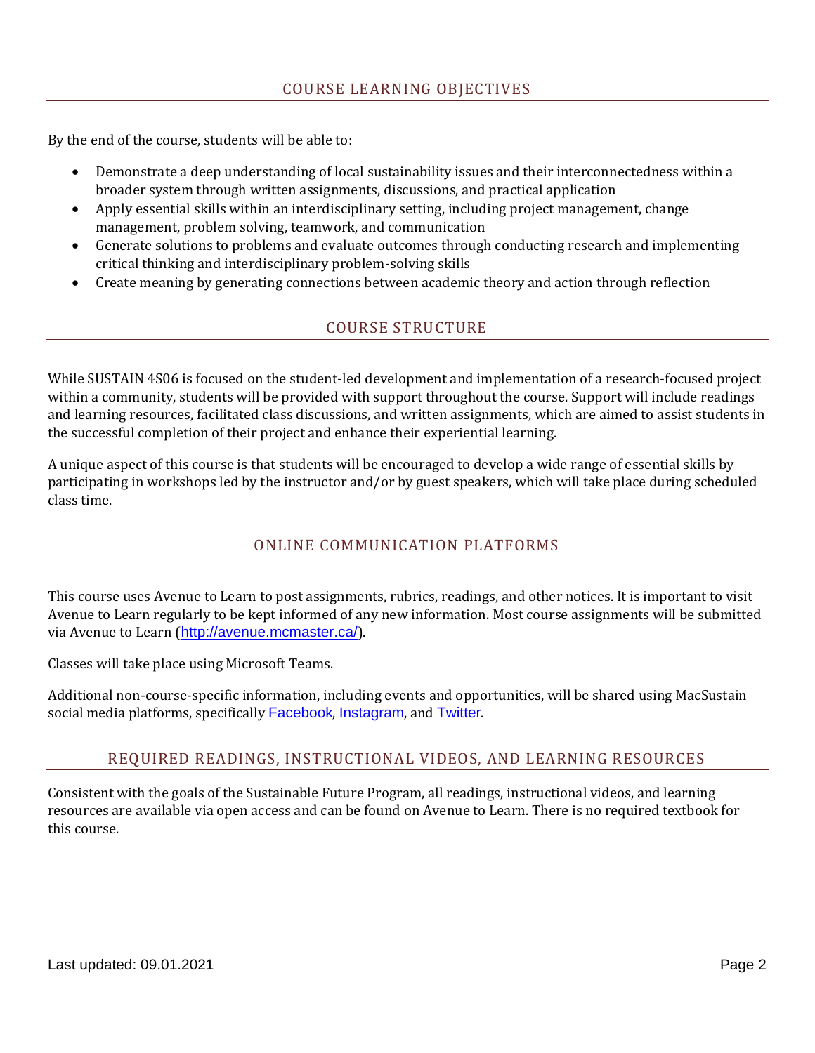## COURSE LEARNING OBJECTIVES

By the end of the course, students will be able to:

- Demonstrate a deep understanding of local sustainability issues and their interconnectedness within a broader system through written assignments, discussions, and practical application
- Apply essential skills within an interdisciplinary setting, including project management, change management, problem solving, teamwork, and communication
- Generate solutions to problems and evaluate outcomes through conducting research and implementing critical thinking and interdisciplinary problem-solving skills
- Create meaning by generating connections between academic theory and action through reflection

## COURSE STRUCTURE

While SUSTAIN 4S06 is focused on the student-led development and implementation of a research-focused project within a community, students will be provided with support throughout the course. Support will include readings and learning resources, facilitated class discussions, and written assignments, which are aimed to assist students in the successful completion of their project and enhance their experiential learning.

A unique aspect of this course is that students will be encouraged to develop a wide range of essential skills by participating in workshops led by the instructor and/or by guest speakers, which will take place during scheduled class time.

## ONLINE COMMUNICATION PLATFORMS

This course uses Avenue to Learn to post assignments, rubrics, readings, and other notices. It is important to visit Avenue to Learn regularly to be kept informed of any new information. Most course assignments will be submitted via Avenue to Learn (http://avenue.mcmaster.ca/).

Classes will take place using Microsoft Teams.

Additional non-course-specific information, including events and opportunities, will be shared using MacSustain social media platforms, specifically Facebook, Instagram, and Twitter.

## REQUIRED READINGS, INSTRUCTIONAL VIDEOS, AND LEARNING RESOURCES

Consistent with the goals of the Sustainable Future Program, all readings, instructional videos, and learning resources are available via open access and can be found on Avenue to Learn. There is no required textbook for this course.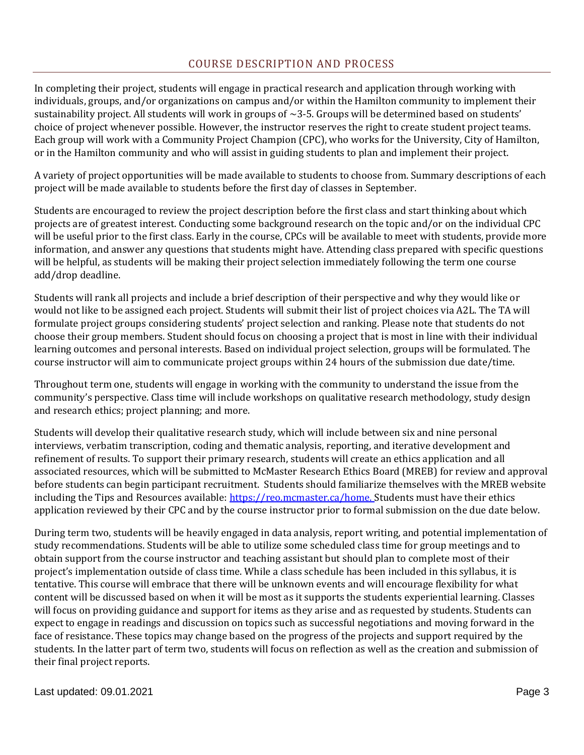## COURSE DESCRIPTION AND PROCESS

In completing their project, students will engage in practical research and application through working with individuals, groups, and/or organizations on campus and/or within the Hamilton community to implement their sustainability project. All students will work in groups of ~3-5. Groups will be determined based on students' choice of project whenever possible. However, the instructor reserves the right to create student project teams. Each group will work with a Community Project Champion (CPC), who works for the University, City of Hamilton, or in the Hamilton community and who will assist in guiding students to plan and implement their project.

A variety of project opportunities will be made available to students to choose from. Summary descriptions of each project will be made available to students before the first day of classes in September.

Students are encouraged to review the project description before the first class and start thinking about which projects are of greatest interest. Conducting some background research on the topic and/or on the individual CPC will be useful prior to the first class. Early in the course, CPCs will be available to meet with students, provide more information, and answer any questions that students might have. Attending class prepared with specific questions will be helpful, as students will be making their project selection immediately following the term one course add/drop deadline.

Students will rank all projects and include a brief description of their perspective and why they would like or would not like to be assigned each project. Students will submit their list of project choices via A2L. The TA will formulate project groups considering students' project selection and ranking. Please note that students do not choose their group members. Student should focus on choosing a project that is most in line with their individual learning outcomes and personal interests. Based on individual project selection, groups will be formulated. The course instructor will aim to communicate project groups within 24 hours of the submission due date/time.

Throughout term one, students will engage in working with the community to understand the issue from the community's perspective. Class time will include workshops on qualitative research methodology, study design and research ethics; project planning; and more.

Students will develop their qualitative research study, which will include between six and nine personal interviews, verbatim transcription, coding and thematic analysis, reporting, and iterative development and refinement of results. To support their primary research, students will create an ethics application and all associated resources, which will be submitted to McMaster Research Ethics Board (MREB) for review and approval before students can begin participant recruitment. Students should familiarize themselves with the MREB website including the Tips and Resources available: https://reo.mcmaster.ca/home. Students must have their ethics application reviewed by their CPC and by the course instructor prior to formal submission on the due date below.

During term two, students will be heavily engaged in data analysis, report writing, and potential implementation of study recommendations. Students will be able to utilize some scheduled class time for group meetings and to obtain support from the course instructor and teaching assistant but should plan to complete most of their project's implementation outside of class time. While a class schedule has been included in this syllabus, it is tentative. This course will embrace that there will be unknown events and will encourage flexibility for what content will be discussed based on when it will be most as it supports the students experiential learning. Classes will focus on providing guidance and support for items as they arise and as requested by students. Students can expect to engage in readings and discussion on topics such as successful negotiations and moving forward in the face of resistance. These topics may change based on the progress of the projects and support required by the students. In the latter part of term two, students will focus on reflection as well as the creation and submission of their final project reports.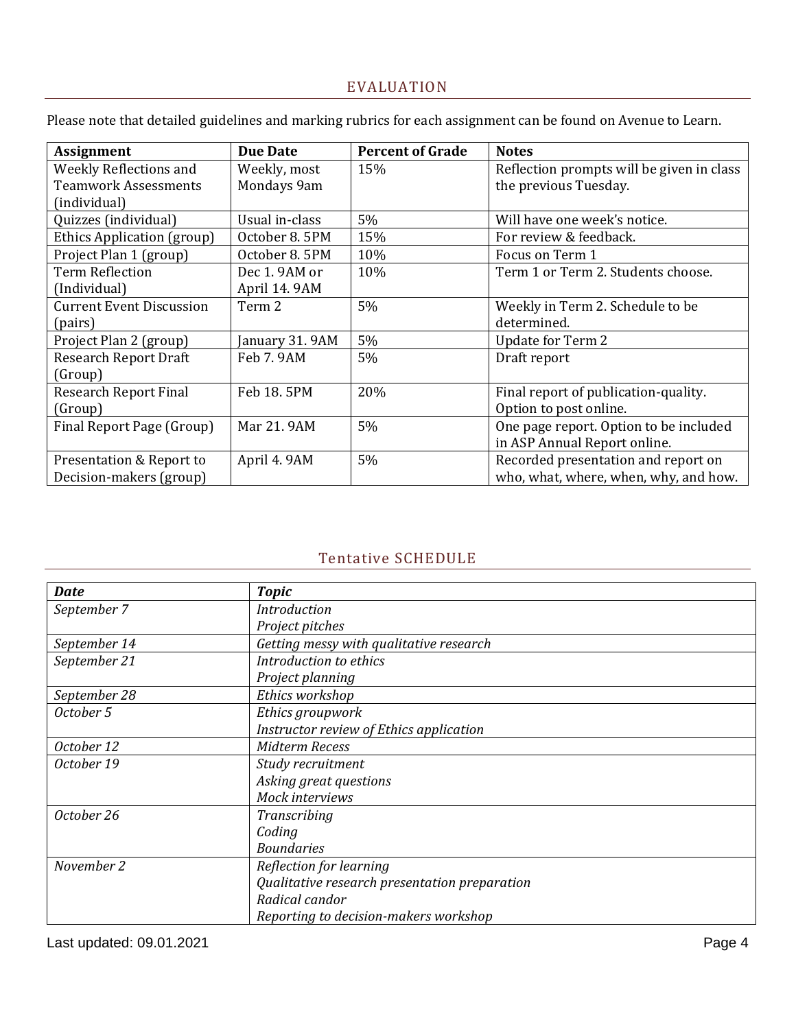## EVALUATION

Please note that detailed guidelines and marking rubrics for each assignment can be found on Avenue to Learn.

| Assignment | Due Date | Percent of Grade | Notes |
|---|---|---|---|
| Weekly Reflections and Teamwork Assessments (individual) | Weekly, most Mondays 9am | 15% | Reflection prompts will be given in class the previous Tuesday. |
| Quizzes (individual) | Usual in-class | 5% | Will have one week's notice. |
| Ethics Application (group) | October 8. 5PM | 15% | For review & feedback. |
| Project Plan 1 (group) | October 8. 5PM | 10% | Focus on Term 1 |
| Term Reflection (Individual) | Dec 1. 9AM or April 14. 9AM | 10% | Term 1 or Term 2. Students choose. |
| Current Event Discussion (pairs) | Term 2 | 5% | Weekly in Term 2. Schedule to be determined. |
| Project Plan 2 (group) | January 31. 9AM | 5% | Update for Term 2 |
| Research Report Draft (Group) | Feb 7. 9AM | 5% | Draft report |
| Research Report Final (Group) | Feb 18. 5PM | 20% | Final report of publication-quality. Option to post online. |
| Final Report Page (Group) | Mar 21. 9AM | 5% | One page report. Option to be included in ASP Annual Report online. |
| Presentation & Report to Decision-makers (group) | April 4. 9AM | 5% | Recorded presentation and report on who, what, where, when, why, and how. |

## Tentative SCHEDULE

| *Date* | *Topic* |
|---|---|
| *September 7* | *Introduction*<br>*Project pitches* |
| *September 14* | *Getting messy with qualitative research* |
| *September 21* | *Introduction to ethics*<br>*Project planning* |
| *September 28* | *Ethics workshop* |
| *October 5* | *Ethics groupwork*<br>*Instructor review of Ethics application* |
| *October 12* | *Midterm Recess* |
| *October 19* | *Study recruitment*<br>*Asking great questions*<br>*Mock interviews* |
| *October 26* | *Transcribing*<br>*Coding*<br>*Boundaries* |
| *November 2* | *Reflection for learning*<br>*Qualitative research presentation preparation*<br>*Radical candor*<br>*Reporting to decision-makers workshop* |

Last updated: 09.01.2021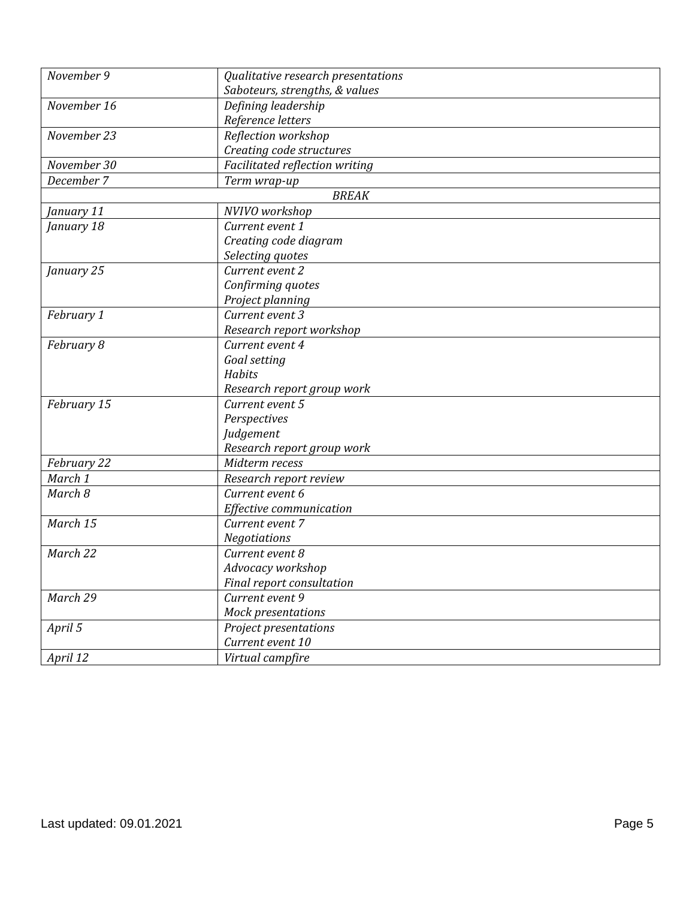| | |
|---|---|
| *November 9* | *Qualitative research presentations*<br>*Saboteurs, strengths, & values* |
| *November 16* | *Defining leadership*<br>*Reference letters* |
| *November 23* | *Reflection workshop*<br>*Creating code structures* |
| *November 30* | *Facilitated reflection writing* |
| *December 7* | *Term wrap-up* |
| *BREAK* | |
| *January 11* | *NVIVO workshop* |
| *January 18* | *Current event 1*<br>*Creating code diagram*<br>*Selecting quotes* |
| *January 25* | *Current event 2*<br>*Confirming quotes*<br>*Project planning* |
| *February 1* | *Current event 3*<br>*Research report workshop* |
| *February 8* | *Current event 4*<br>*Goal setting*<br>*Habits*<br>*Research report group work* |
| *February 15* | *Current event 5*<br>*Perspectives*<br>*Judgement*<br>*Research report group work* |
| *February 22* | *Midterm recess* |
| *March 1* | *Research report review* |
| *March 8* | *Current event 6*<br>*Effective communication* |
| *March 15* | *Current event 7*<br>*Negotiations* |
| *March 22* | *Current event 8*<br>*Advocacy workshop*<br>*Final report consultation* |
| *March 29* | *Current event 9*<br>*Mock presentations* |
| *April 5* | *Project presentations*<br>*Current event 10* |
| *April 12* | *Virtual campfire* |

Last updated: 09.01.2021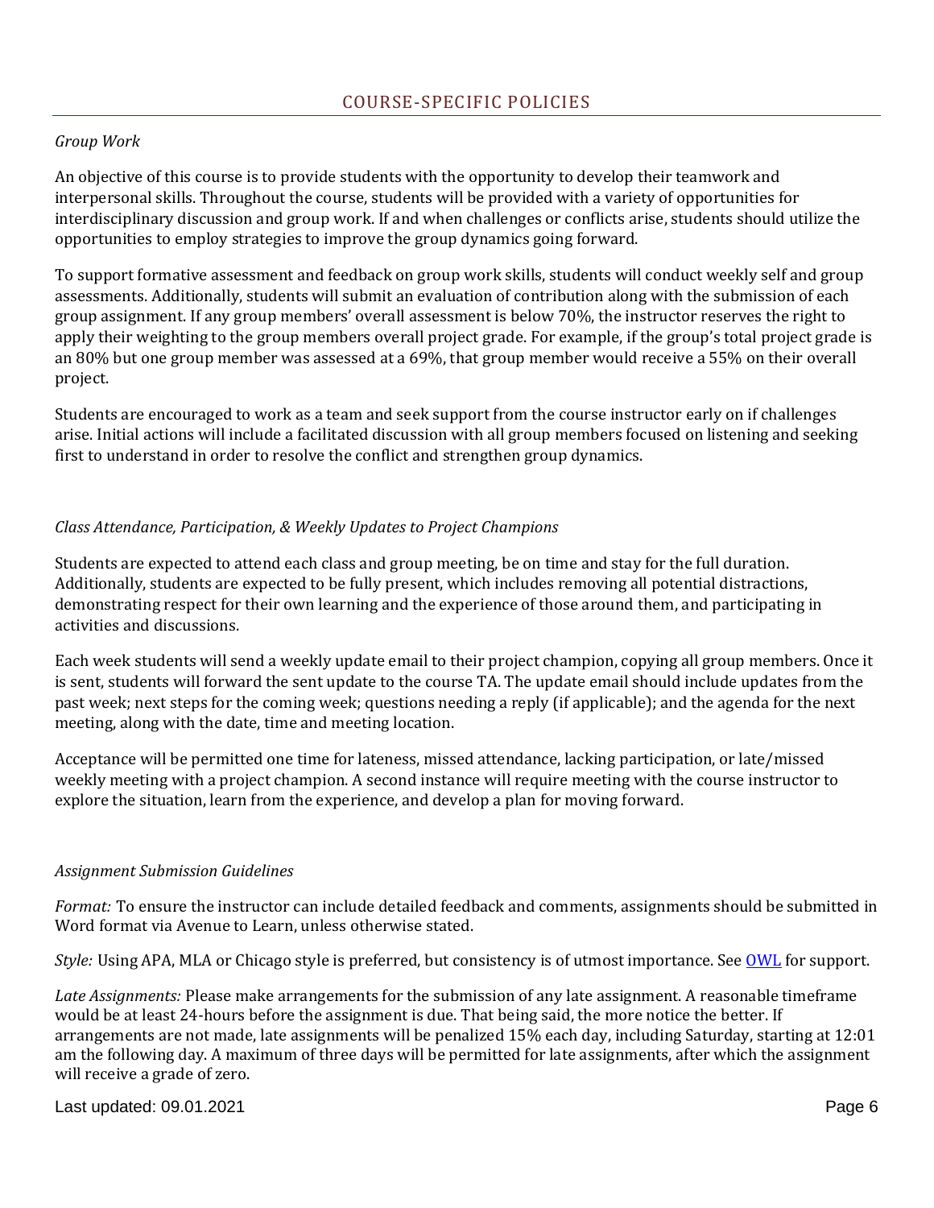## COURSE-SPECIFIC POLICIES

*Group Work*

An objective of this course is to provide students with the opportunity to develop their teamwork and interpersonal skills. Throughout the course, students will be provided with a variety of opportunities for interdisciplinary discussion and group work. If and when challenges or conflicts arise, students should utilize the opportunities to employ strategies to improve the group dynamics going forward.

To support formative assessment and feedback on group work skills, students will conduct weekly self and group assessments. Additionally, students will submit an evaluation of contribution along with the submission of each group assignment. If any group members' overall assessment is below 70%, the instructor reserves the right to apply their weighting to the group members overall project grade. For example, if the group's total project grade is an 80% but one group member was assessed at a 69%, that group member would receive a 55% on their overall project.

Students are encouraged to work as a team and seek support from the course instructor early on if challenges arise. Initial actions will include a facilitated discussion with all group members focused on listening and seeking first to understand in order to resolve the conflict and strengthen group dynamics.

*Class Attendance, Participation, & Weekly Updates to Project Champions*

Students are expected to attend each class and group meeting, be on time and stay for the full duration. Additionally, students are expected to be fully present, which includes removing all potential distractions, demonstrating respect for their own learning and the experience of those around them, and participating in activities and discussions.

Each week students will send a weekly update email to their project champion, copying all group members. Once it is sent, students will forward the sent update to the course TA. The update email should include updates from the past week; next steps for the coming week; questions needing a reply (if applicable); and the agenda for the next meeting, along with the date, time and meeting location.

Acceptance will be permitted one time for lateness, missed attendance, lacking participation, or late/missed weekly meeting with a project champion. A second instance will require meeting with the course instructor to explore the situation, learn from the experience, and develop a plan for moving forward.

*Assignment Submission Guidelines*

*Format:* To ensure the instructor can include detailed feedback and comments, assignments should be submitted in Word format via Avenue to Learn, unless otherwise stated.

*Style:* Using APA, MLA or Chicago style is preferred, but consistency is of utmost importance. See OWL for support.

*Late Assignments:* Please make arrangements for the submission of any late assignment. A reasonable timeframe would be at least 24-hours before the assignment is due. That being said, the more notice the better. If arrangements are not made, late assignments will be penalized 15% each day, including Saturday, starting at 12:01 am the following day. A maximum of three days will be permitted for late assignments, after which the assignment will receive a grade of zero.

Last updated: 09.01.2021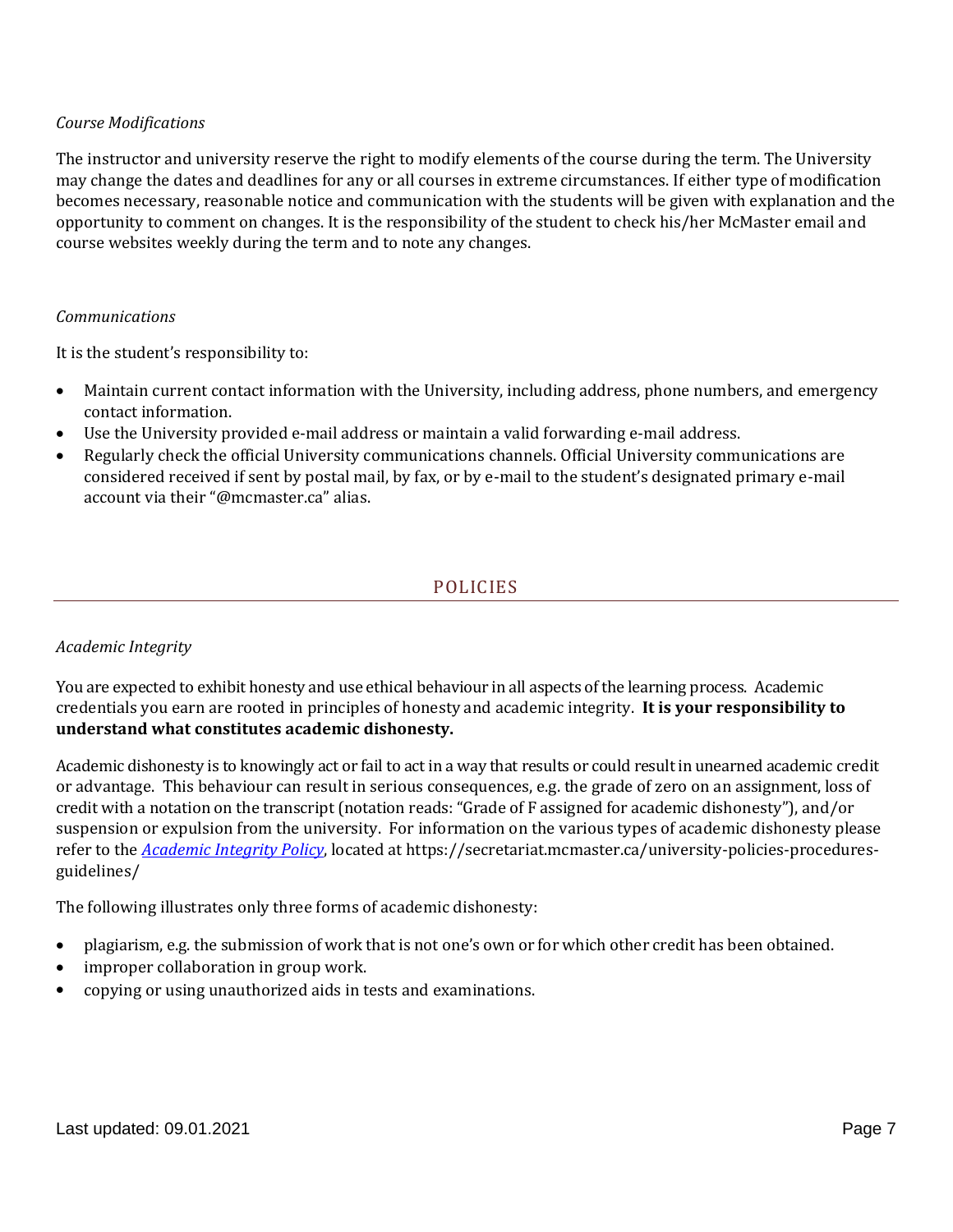*Course Modifications*

The instructor and university reserve the right to modify elements of the course during the term. The University may change the dates and deadlines for any or all courses in extreme circumstances. If either type of modification becomes necessary, reasonable notice and communication with the students will be given with explanation and the opportunity to comment on changes. It is the responsibility of the student to check his/her McMaster email and course websites weekly during the term and to note any changes.

*Communications*

It is the student's responsibility to:

- Maintain current contact information with the University, including address, phone numbers, and emergency contact information.
- Use the University provided e-mail address or maintain a valid forwarding e-mail address.
- Regularly check the official University communications channels. Official University communications are considered received if sent by postal mail, by fax, or by e-mail to the student's designated primary e-mail account via their "@mcmaster.ca" alias.

## POLICIES

*Academic Integrity*

You are expected to exhibit honesty and use ethical behaviour in all aspects of the learning process. Academic credentials you earn are rooted in principles of honesty and academic integrity. **It is your responsibility to understand what constitutes academic dishonesty.**

Academic dishonesty is to knowingly act or fail to act in a way that results or could result in unearned academic credit or advantage. This behaviour can result in serious consequences, e.g. the grade of zero on an assignment, loss of credit with a notation on the transcript (notation reads: "Grade of F assigned for academic dishonesty"), and/or suspension or expulsion from the university. For information on the various types of academic dishonesty please refer to the *Academic Integrity Policy*, located at https://secretariat.mcmaster.ca/university-policies-procedures-guidelines/

The following illustrates only three forms of academic dishonesty:

- plagiarism, e.g. the submission of work that is not one's own or for which other credit has been obtained.
- improper collaboration in group work.
- copying or using unauthorized aids in tests and examinations.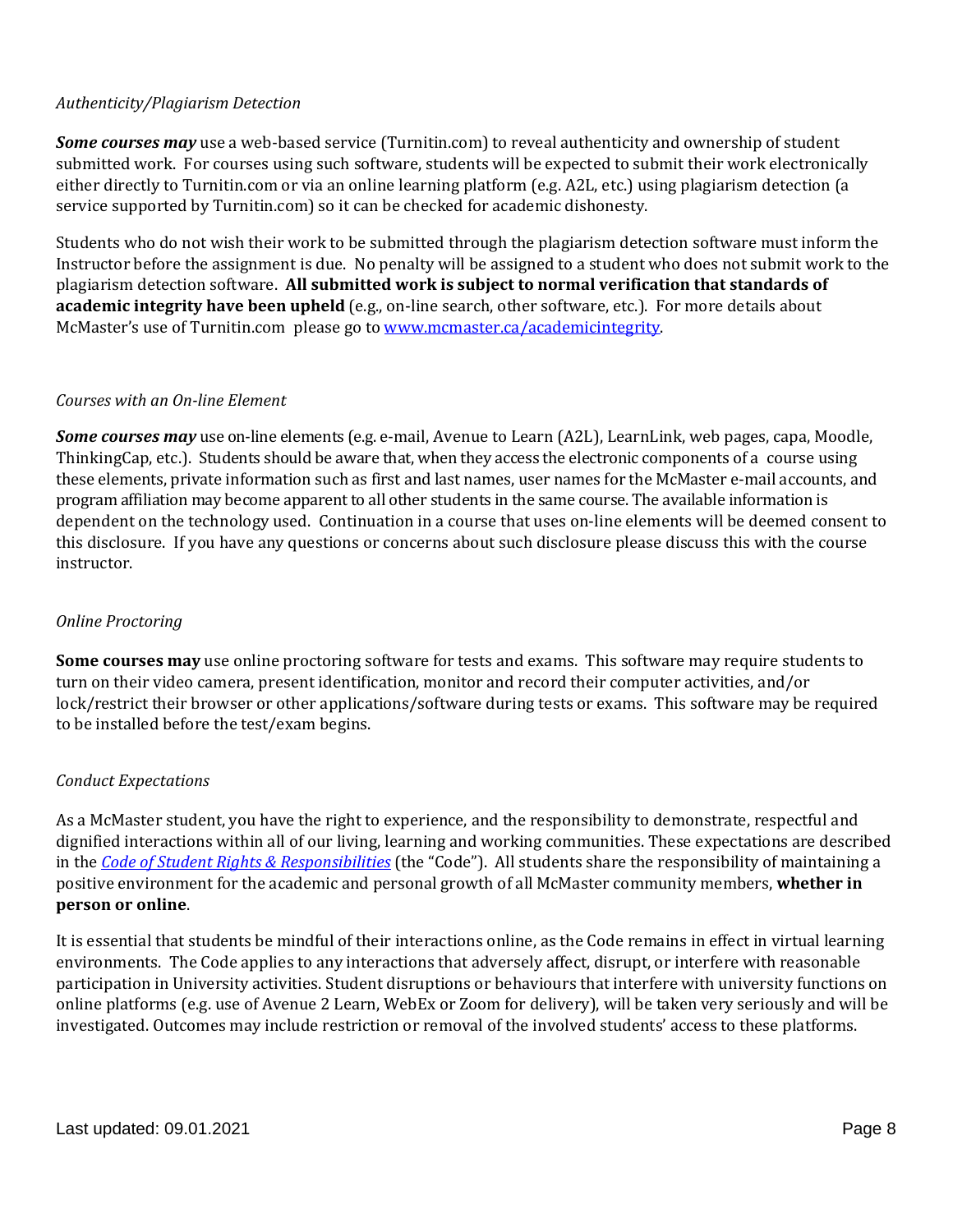*Authenticity/Plagiarism Detection*

***Some courses may*** use a web-based service (Turnitin.com) to reveal authenticity and ownership of student submitted work. For courses using such software, students will be expected to submit their work electronically either directly to Turnitin.com or via an online learning platform (e.g. A2L, etc.) using plagiarism detection (a service supported by Turnitin.com) so it can be checked for academic dishonesty.

Students who do not wish their work to be submitted through the plagiarism detection software must inform the Instructor before the assignment is due. No penalty will be assigned to a student who does not submit work to the plagiarism detection software. **All submitted work is subject to normal verification that standards of academic integrity have been upheld** (e.g., on-line search, other software, etc.). For more details about McMaster's use of Turnitin.com please go to [www.mcmaster.ca/academicintegrity](www.mcmaster.ca/academicintegrity).

*Courses with an On-line Element*

***Some courses may*** use on-line elements (e.g. e-mail, Avenue to Learn (A2L), LearnLink, web pages, capa, Moodle, ThinkingCap, etc.). Students should be aware that, when they access the electronic components of a course using these elements, private information such as first and last names, user names for the McMaster e-mail accounts, and program affiliation may become apparent to all other students in the same course. The available information is dependent on the technology used. Continuation in a course that uses on-line elements will be deemed consent to this disclosure. If you have any questions or concerns about such disclosure please discuss this with the course instructor.

*Online Proctoring*

**Some courses may** use online proctoring software for tests and exams. This software may require students to turn on their video camera, present identification, monitor and record their computer activities, and/or lock/restrict their browser or other applications/software during tests or exams. This software may be required to be installed before the test/exam begins.

*Conduct Expectations*

As a McMaster student, you have the right to experience, and the responsibility to demonstrate, respectful and dignified interactions within all of our living, learning and working communities. These expectations are described in the *Code of Student Rights & Responsibilities* (the "Code"). All students share the responsibility of maintaining a positive environment for the academic and personal growth of all McMaster community members, **whether in person or online**.

It is essential that students be mindful of their interactions online, as the Code remains in effect in virtual learning environments. The Code applies to any interactions that adversely affect, disrupt, or interfere with reasonable participation in University activities. Student disruptions or behaviours that interfere with university functions on online platforms (e.g. use of Avenue 2 Learn, WebEx or Zoom for delivery), will be taken very seriously and will be investigated. Outcomes may include restriction or removal of the involved students' access to these platforms.

Last updated: 09.01.2021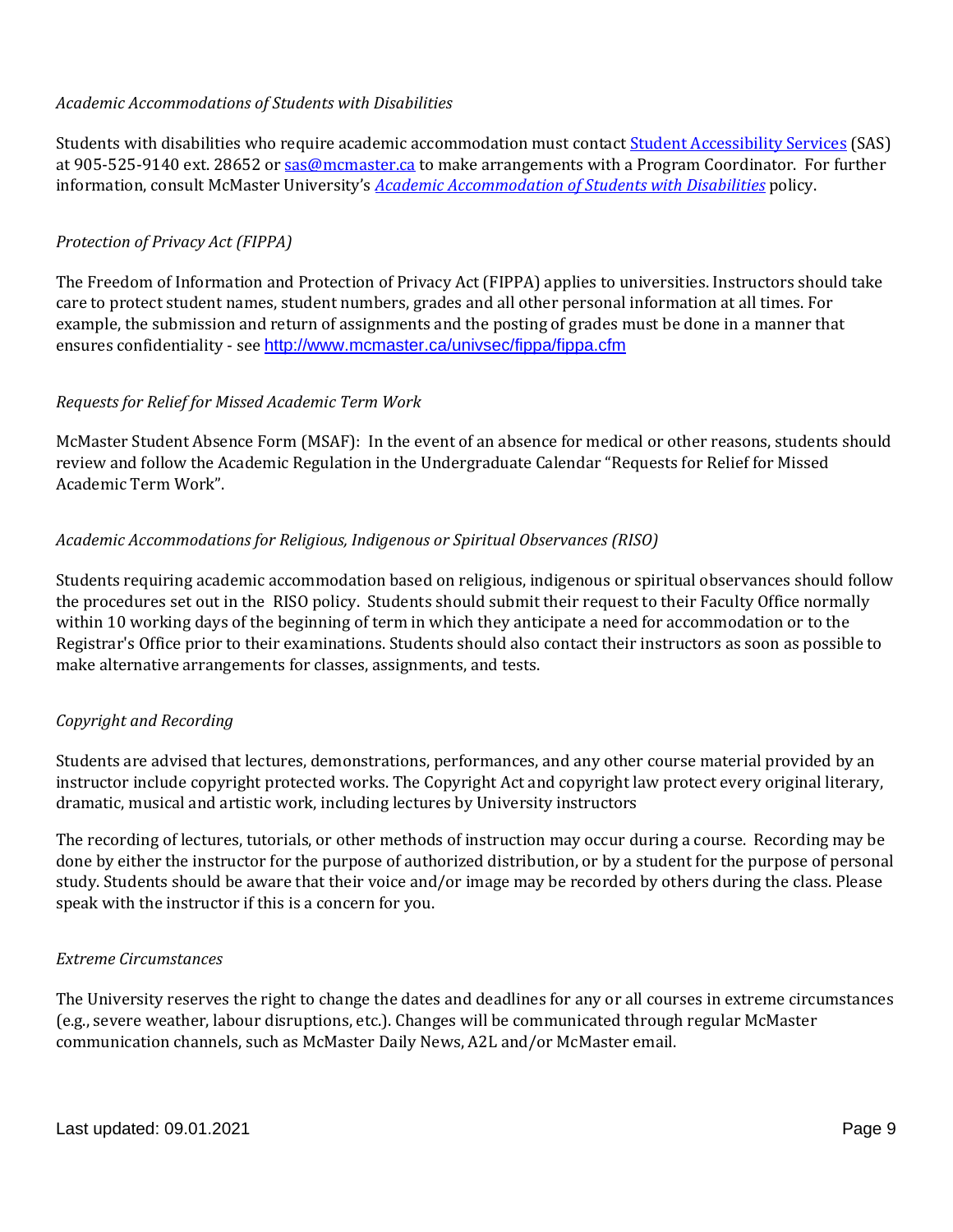*Academic Accommodations of Students with Disabilities*

Students with disabilities who require academic accommodation must contact [Student Accessibility Services](Student Accessibility Services) (SAS) at 905-525-9140 ext. 28652 or [sas@mcmaster.ca](mailto:sas@mcmaster.ca) to make arrangements with a Program Coordinator. For further information, consult McMaster University's *[Academic Accommodation of Students with Disabilities](Academic Accommodation of Students with Disabilities)* policy.

*Protection of Privacy Act (FIPPA)*

The Freedom of Information and Protection of Privacy Act (FIPPA) applies to universities. Instructors should take care to protect student names, student numbers, grades and all other personal information at all times. For example, the submission and return of assignments and the posting of grades must be done in a manner that ensures confidentiality - see http://www.mcmaster.ca/univsec/fippa/fippa.cfm

*Requests for Relief for Missed Academic Term Work*

McMaster Student Absence Form (MSAF): In the event of an absence for medical or other reasons, students should review and follow the Academic Regulation in the Undergraduate Calendar "Requests for Relief for Missed Academic Term Work".

*Academic Accommodations for Religious, Indigenous or Spiritual Observances (RISO)*

Students requiring academic accommodation based on religious, indigenous or spiritual observances should follow the procedures set out in the RISO policy. Students should submit their request to their Faculty Office normally within 10 working days of the beginning of term in which they anticipate a need for accommodation or to the Registrar's Office prior to their examinations. Students should also contact their instructors as soon as possible to make alternative arrangements for classes, assignments, and tests.

*Copyright and Recording*

Students are advised that lectures, demonstrations, performances, and any other course material provided by an instructor include copyright protected works. The Copyright Act and copyright law protect every original literary, dramatic, musical and artistic work, including lectures by University instructors

The recording of lectures, tutorials, or other methods of instruction may occur during a course. Recording may be done by either the instructor for the purpose of authorized distribution, or by a student for the purpose of personal study. Students should be aware that their voice and/or image may be recorded by others during the class. Please speak with the instructor if this is a concern for you.

*Extreme Circumstances*

The University reserves the right to change the dates and deadlines for any or all courses in extreme circumstances (e.g., severe weather, labour disruptions, etc.). Changes will be communicated through regular McMaster communication channels, such as McMaster Daily News, A2L and/or McMaster email.

Last updated: 09.01.2021